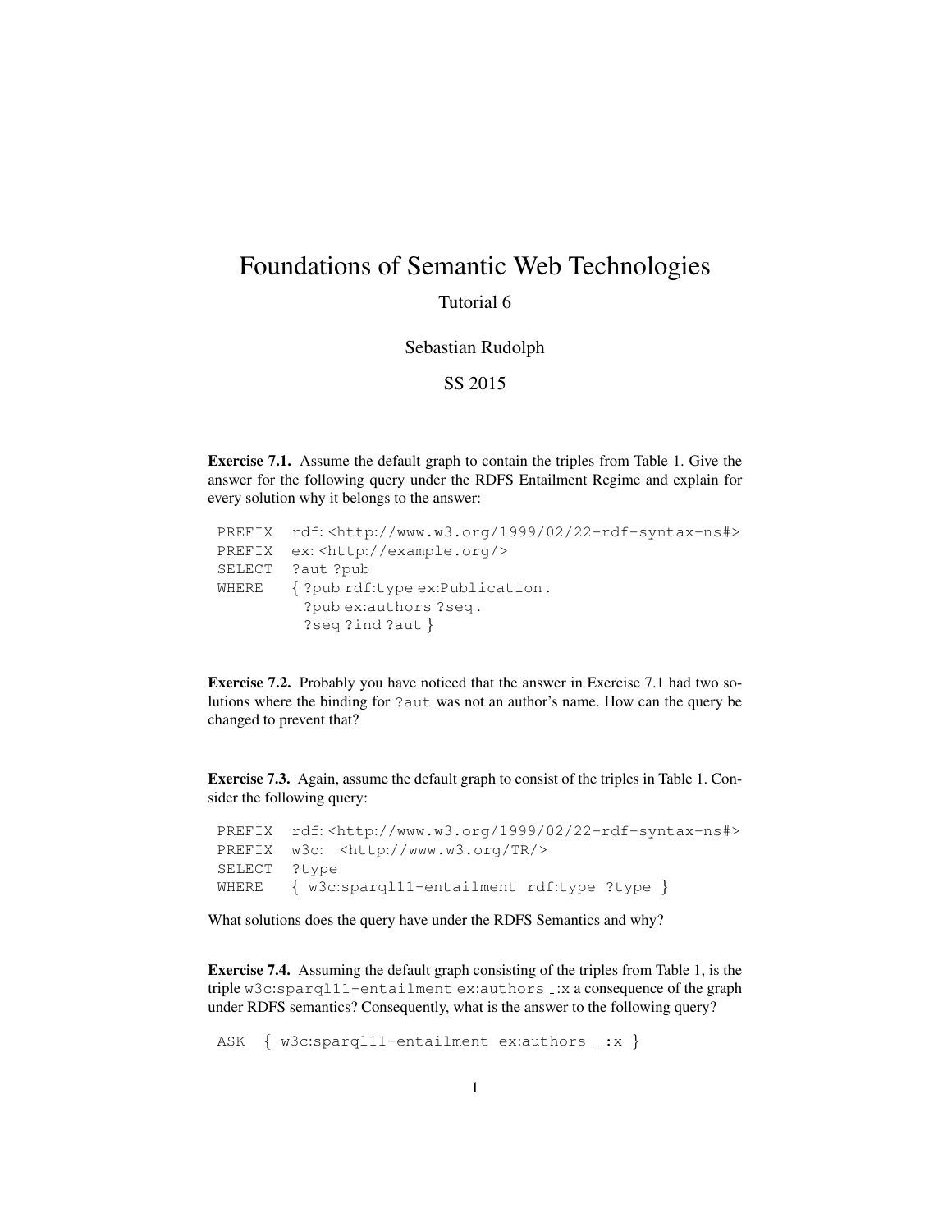# Foundations of Semantic Web Technologies

Tutorial 6

Sebastian Rudolph

SS 2015

**Exercise 7.1.** Assume the default graph to contain the triples from Table 1. Give the answer for the following query under the RDFS Entailment Regime and explain for every solution why it belongs to the answer:

```
PREFIX  rdf: <http://www.w3.org/1999/02/22-rdf-syntax-ns#>
PREFIX  ex: <http://example.org/>
SELECT  ?aut ?pub
WHERE   { ?pub rdf:type ex:Publication .
          ?pub ex:authors ?seq .
          ?seq ?ind ?aut }
```

**Exercise 7.2.** Probably you have noticed that the answer in Exercise 7.1 had two solutions where the binding for `?aut` was not an author's name. How can the query be changed to prevent that?

**Exercise 7.3.** Again, assume the default graph to consist of the triples in Table 1. Consider the following query:

```
PREFIX  rdf: <http://www.w3.org/1999/02/22-rdf-syntax-ns#>
PREFIX  w3c:  <http://www.w3.org/TR/>
SELECT  ?type
WHERE   { w3c:sparql11-entailment rdf:type ?type }
```

What solutions does the query have under the RDFS Semantics and why?

**Exercise 7.4.** Assuming the default graph consisting of the triples from Table 1, is the triple `w3c:sparql11-entailment ex:authors _:x` a consequence of the graph under RDFS semantics? Consequently, what is the answer to the following query?

```
ASK  { w3c:sparql11-entailment ex:authors _:x }
```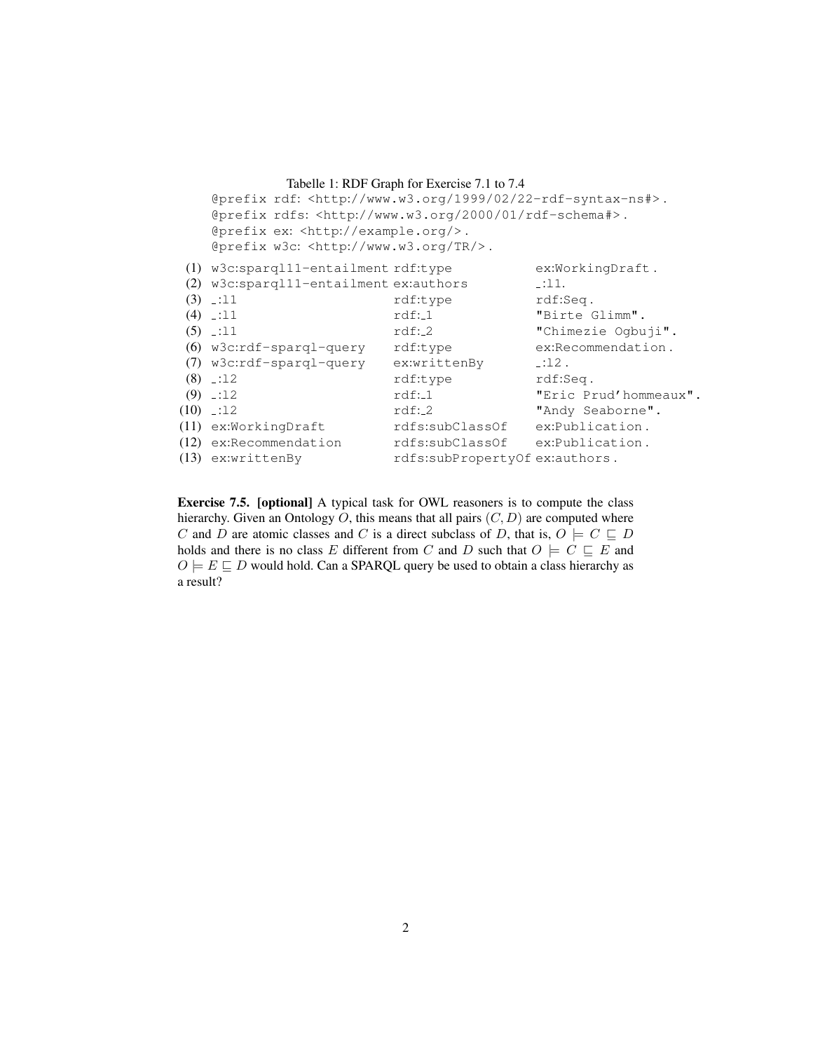Tabelle 1: RDF Graph for Exercise 7.1 to 7.4

```
@prefix rdf: <http://www.w3.org/1999/02/22-rdf-syntax-ns#>.
@prefix rdfs: <http://www.w3.org/2000/01/rdf-schema#>.
@prefix ex: <http://example.org/>.
@prefix w3c: <http://www.w3.org/TR/>.
```

| | | | |
|---|---|---|---|
| (1) | w3c:sparql11-entailment | rdf:type | ex:WorkingDraft . |
| (2) | w3c:sparql11-entailment | ex:authors | _:l1. |
| (3) | _:l1 | rdf:type | rdf:Seq . |
| (4) | _:l1 | rdf:_1 | "Birte Glimm". |
| (5) | _:l1 | rdf:_2 | "Chimezie Ogbuji". |
| (6) | w3c:rdf-sparql-query | rdf:type | ex:Recommendation . |
| (7) | w3c:rdf-sparql-query | ex:writtenBy | _:l2 . |
| (8) | _:l2 | rdf:type | rdf:Seq . |
| (9) | _:l2 | rdf:_1 | "Eric Prud'hommeaux". |
| (10) | _:l2 | rdf:_2 | "Andy Seaborne". |
| (11) | ex:WorkingDraft | rdfs:subClassOf | ex:Publication . |
| (12) | ex:Recommendation | rdfs:subClassOf | ex:Publication . |
| (13) | ex:writtenBy | rdfs:subPropertyOf | ex:authors . |

**Exercise 7.5. [optional]** A typical task for OWL reasoners is to compute the class hierarchy. Given an Ontology $O$, this means that all pairs $(C, D)$ are computed where $C$ and $D$ are atomic classes and $C$ is a direct subclass of $D$, that is, $O \models C \sqsubseteq D$ holds and there is no class $E$ different from $C$ and $D$ such that $O \models C \sqsubseteq E$ and $O \models E \sqsubseteq D$ would hold. Can a SPARQL query be used to obtain a class hierarchy as a result?